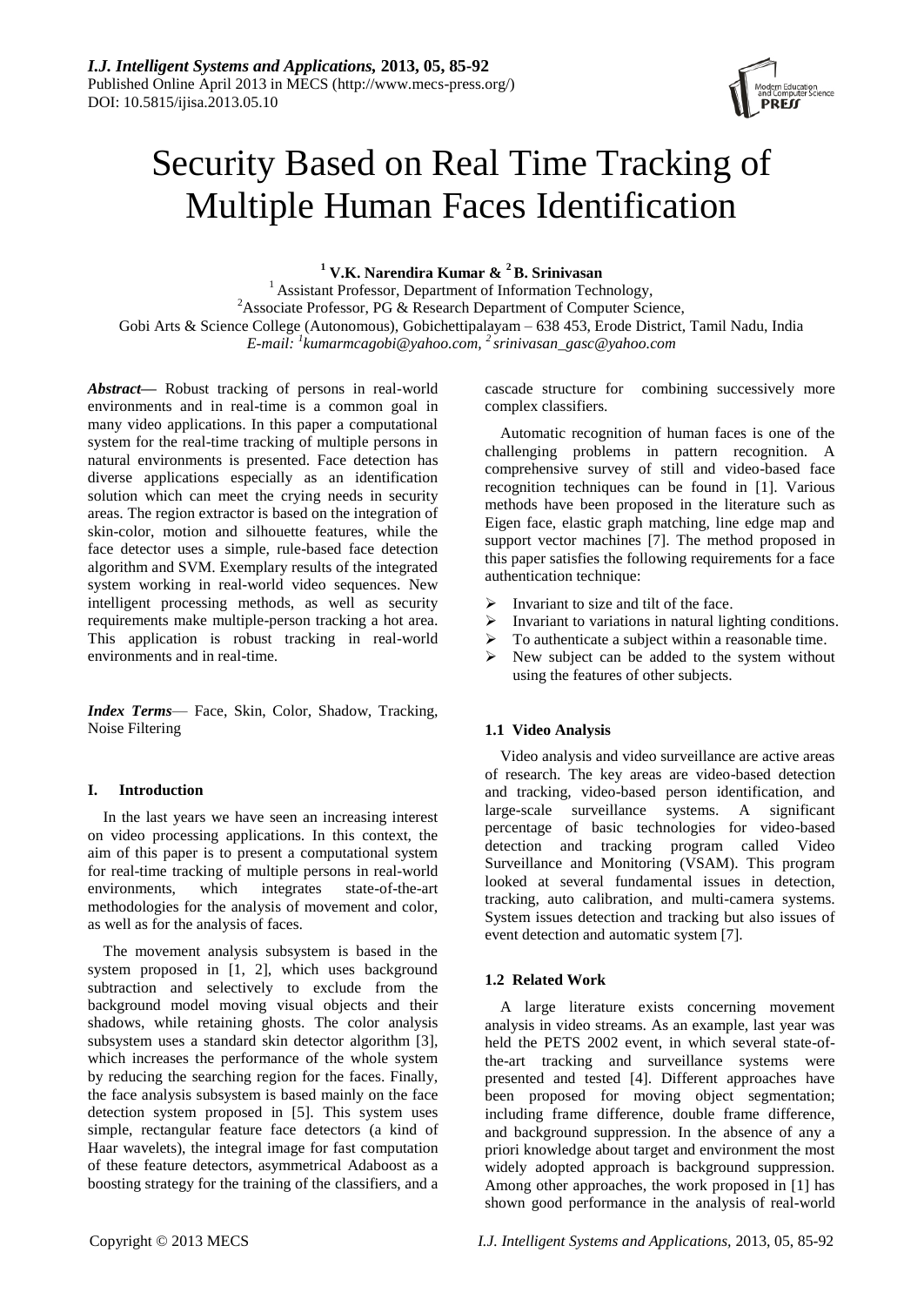# Security Based on Real Time Tracking of Multiple Human Faces Identification

**[1] V.K. Narendira Kumar & [2] B. Srinivasan**

[1] Assistant Professor, Department of Information Technology,
[2] Associate Professor, PG & Research Department of Computer Science,
Gobi Arts & Science College (Autonomous), Gobichettipalayam – 638 453, Erode District, Tamil Nadu, India
*E-mail: [1]kumarmcagobi@yahoo.com, [2] srinivasan_gasc@yahoo.com*

***Abstract—*** Robust tracking of persons in real-world environments and in real-time is a common goal in many video applications. In this paper a computational system for the real-time tracking of multiple persons in natural environments is presented. Face detection has diverse applications especially as an identification solution which can meet the crying needs in security areas. The region extractor is based on the integration of skin-color, motion and silhouette features, while the face detector uses a simple, rule-based face detection algorithm and SVM. Exemplary results of the integrated system working in real-world video sequences. New intelligent processing methods, as well as security requirements make multiple-person tracking a hot area. This application is robust tracking in real-world environments and in real-time.

***Index Terms***— Face, Skin, Color, Shadow, Tracking, Noise Filtering

## I. Introduction

In the last years we have seen an increasing interest on video processing applications. In this context, the aim of this paper is to present a computational system for real-time tracking of multiple persons in real-world environments, which integrates state-of-the-art methodologies for the analysis of movement and color, as well as for the analysis of faces.

The movement analysis subsystem is based in the system proposed in [1, 2], which uses background subtraction and selectively to exclude from the background model moving visual objects and their shadows, while retaining ghosts. The color analysis subsystem uses a standard skin detector algorithm [3], which increases the performance of the whole system by reducing the searching region for the faces. Finally, the face analysis subsystem is based mainly on the face detection system proposed in [5]. This system uses simple, rectangular feature face detectors (a kind of Haar wavelets), the integral image for fast computation of these feature detectors, asymmetrical Adaboost as a boosting strategy for the training of the classifiers, and a cascade structure for combining successively more complex classifiers.

Automatic recognition of human faces is one of the challenging problems in pattern recognition. A comprehensive survey of still and video-based face recognition techniques can be found in [1]. Various methods have been proposed in the literature such as Eigen face, elastic graph matching, line edge map and support vector machines [7]. The method proposed in this paper satisfies the following requirements for a face authentication technique:

- Invariant to size and tilt of the face.
- Invariant to variations in natural lighting conditions.
- To authenticate a subject within a reasonable time.
- New subject can be added to the system without using the features of other subjects.

### 1.1 Video Analysis

Video analysis and video surveillance are active areas of research. The key areas are video-based detection and tracking, video-based person identification, and large-scale surveillance systems. A significant percentage of basic technologies for video-based detection and tracking program called Video Surveillance and Monitoring (VSAM). This program looked at several fundamental issues in detection, tracking, auto calibration, and multi-camera systems. System issues detection and tracking but also issues of event detection and automatic system [7].

### 1.2 Related Work

A large literature exists concerning movement analysis in video streams. As an example, last year was held the PETS 2002 event, in which several state-of-the-art tracking and surveillance systems were presented and tested [4]. Different approaches have been proposed for moving object segmentation; including frame difference, double frame difference, and background suppression. In the absence of any a priori knowledge about target and environment the most widely adopted approach is background suppression. Among other approaches, the work proposed in [1] has shown good performance in the analysis of real-world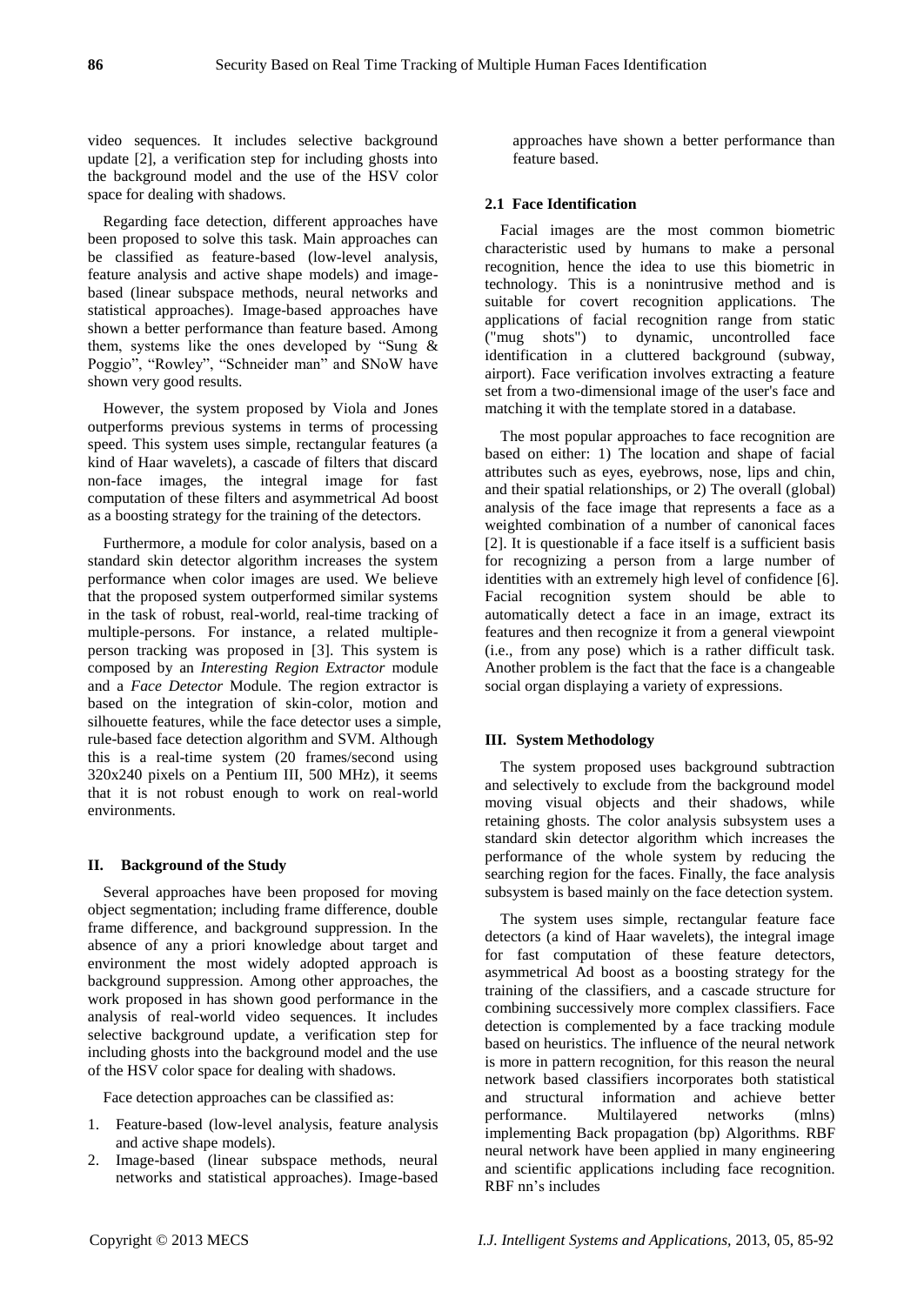video sequences. It includes selective background update [2], a verification step for including ghosts into the background model and the use of the HSV color space for dealing with shadows.

Regarding face detection, different approaches have been proposed to solve this task. Main approaches can be classified as feature-based (low-level analysis, feature analysis and active shape models) and image-based (linear subspace methods, neural networks and statistical approaches). Image-based approaches have shown a better performance than feature based. Among them, systems like the ones developed by "Sung & Poggio", "Rowley", "Schneider man" and SNoW have shown very good results.

However, the system proposed by Viola and Jones outperforms previous systems in terms of processing speed. This system uses simple, rectangular features (a kind of Haar wavelets), a cascade of filters that discard non-face images, the integral image for fast computation of these filters and asymmetrical Ad boost as a boosting strategy for the training of the detectors.

Furthermore, a module for color analysis, based on a standard skin detector algorithm increases the system performance when color images are used. We believe that the proposed system outperformed similar systems in the task of robust, real-world, real-time tracking of multiple-persons. For instance, a related multiple-person tracking was proposed in [3]. This system is composed by an *Interesting Region Extractor* module and a *Face Detector* Module. The region extractor is based on the integration of skin-color, motion and silhouette features, while the face detector uses a simple, rule-based face detection algorithm and SVM. Although this is a real-time system (20 frames/second using 320x240 pixels on a Pentium III, 500 MHz), it seems that it is not robust enough to work on real-world environments.

## II. Background of the Study

Several approaches have been proposed for moving object segmentation; including frame difference, double frame difference, and background suppression. In the absence of any a priori knowledge about target and environment the most widely adopted approach is background suppression. Among other approaches, the work proposed in has shown good performance in the analysis of real-world video sequences. It includes selective background update, a verification step for including ghosts into the background model and the use of the HSV color space for dealing with shadows.

Face detection approaches can be classified as:

1. Feature-based (low-level analysis, feature analysis and active shape models).
2. Image-based (linear subspace methods, neural networks and statistical approaches). Image-based approaches have shown a better performance than feature based.

### 2.1 Face Identification

Facial images are the most common biometric characteristic used by humans to make a personal recognition, hence the idea to use this biometric in technology. This is a nonintrusive method and is suitable for covert recognition applications. The applications of facial recognition range from static ("mug shots") to dynamic, uncontrolled face identification in a cluttered background (subway, airport). Face verification involves extracting a feature set from a two-dimensional image of the user's face and matching it with the template stored in a database.

The most popular approaches to face recognition are based on either: 1) The location and shape of facial attributes such as eyes, eyebrows, nose, lips and chin, and their spatial relationships, or 2) The overall (global) analysis of the face image that represents a face as a weighted combination of a number of canonical faces [2]. It is questionable if a face itself is a sufficient basis for recognizing a person from a large number of identities with an extremely high level of confidence [6]. Facial recognition system should be able to automatically detect a face in an image, extract its features and then recognize it from a general viewpoint (i.e., from any pose) which is a rather difficult task. Another problem is the fact that the face is a changeable social organ displaying a variety of expressions.

## III. System Methodology

The system proposed uses background subtraction and selectively to exclude from the background model moving visual objects and their shadows, while retaining ghosts. The color analysis subsystem uses a standard skin detector algorithm which increases the performance of the whole system by reducing the searching region for the faces. Finally, the face analysis subsystem is based mainly on the face detection system.

The system uses simple, rectangular feature face detectors (a kind of Haar wavelets), the integral image for fast computation of these feature detectors, asymmetrical Ad boost as a boosting strategy for the training of the classifiers, and a cascade structure for combining successively more complex classifiers. Face detection is complemented by a face tracking module based on heuristics. The influence of the neural network is more in pattern recognition, for this reason the neural network based classifiers incorporates both statistical and structural information and achieve better performance. Multilayered networks (mlns) implementing Back propagation (bp) Algorithms. RBF neural network have been applied in many engineering and scientific applications including face recognition. RBF nn's includes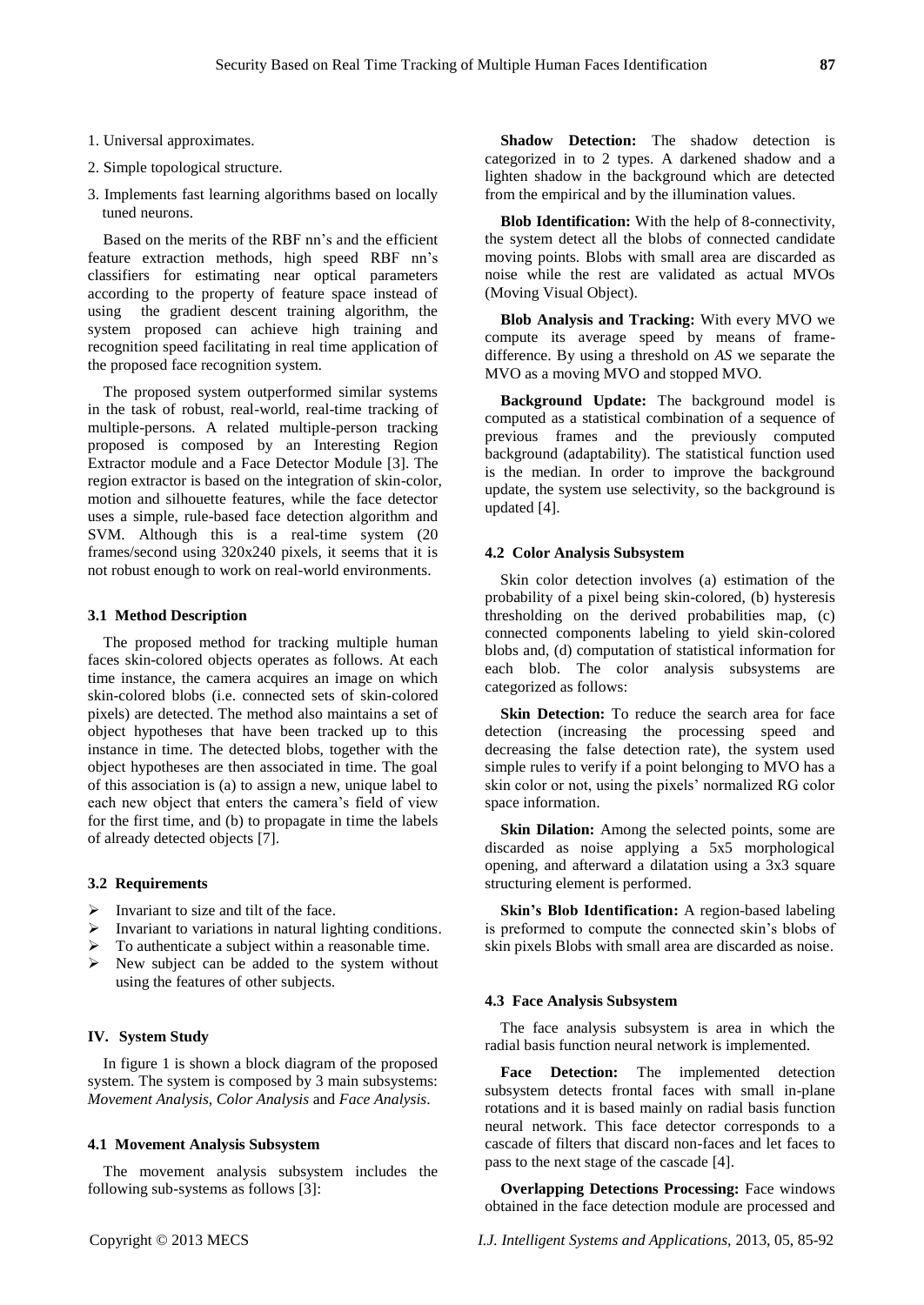1. Universal approximates.
2. Simple topological structure.
3. Implements fast learning algorithms based on locally tuned neurons.

Based on the merits of the RBF nn's and the efficient feature extraction methods, high speed RBF nn's classifiers for estimating near optical parameters according to the property of feature space instead of using the gradient descent training algorithm, the system proposed can achieve high training and recognition speed facilitating in real time application of the proposed face recognition system.

The proposed system outperformed similar systems in the task of robust, real-world, real-time tracking of multiple-persons. A related multiple-person tracking proposed is composed by an Interesting Region Extractor module and a Face Detector Module [3]. The region extractor is based on the integration of skin-color, motion and silhouette features, while the face detector uses a simple, rule-based face detection algorithm and SVM. Although this is a real-time system (20 frames/second using 320x240 pixels, it seems that it is not robust enough to work on real-world environments.

### 3.1 Method Description

The proposed method for tracking multiple human faces skin-colored objects operates as follows. At each time instance, the camera acquires an image on which skin-colored blobs (i.e. connected sets of skin-colored pixels) are detected. The method also maintains a set of object hypotheses that have been tracked up to this instance in time. The detected blobs, together with the object hypotheses are then associated in time. The goal of this association is (a) to assign a new, unique label to each new object that enters the camera's field of view for the first time, and (b) to propagate in time the labels of already detected objects [7].

### 3.2 Requirements

- Invariant to size and tilt of the face.
- Invariant to variations in natural lighting conditions.
- To authenticate a subject within a reasonable time.
- New subject can be added to the system without using the features of other subjects.

## IV. System Study

In figure 1 is shown a block diagram of the proposed system. The system is composed by 3 main subsystems: *Movement Analysis*, *Color Analysis* and *Face Analysis*.

### 4.1 Movement Analysis Subsystem

The movement analysis subsystem includes the following sub-systems as follows [3]:

**Shadow Detection:** The shadow detection is categorized in to 2 types. A darkened shadow and a lighten shadow in the background which are detected from the empirical and by the illumination values.

**Blob Identification:** With the help of 8-connectivity, the system detect all the blobs of connected candidate moving points. Blobs with small area are discarded as noise while the rest are validated as actual MVOs (Moving Visual Object).

**Blob Analysis and Tracking:** With every MVO we compute its average speed by means of frame-difference. By using a threshold on *AS* we separate the MVO as a moving MVO and stopped MVO.

**Background Update:** The background model is computed as a statistical combination of a sequence of previous frames and the previously computed background (adaptability). The statistical function used is the median. In order to improve the background update, the system use selectivity, so the background is updated [4].

### 4.2 Color Analysis Subsystem

Skin color detection involves (a) estimation of the probability of a pixel being skin-colored, (b) hysteresis thresholding on the derived probabilities map, (c) connected components labeling to yield skin-colored blobs and, (d) computation of statistical information for each blob. The color analysis subsystems are categorized as follows:

**Skin Detection:** To reduce the search area for face detection (increasing the processing speed and decreasing the false detection rate), the system used simple rules to verify if a point belonging to MVO has a skin color or not, using the pixels' normalized RG color space information.

**Skin Dilation:** Among the selected points, some are discarded as noise applying a 5x5 morphological opening, and afterward a dilatation using a 3x3 square structuring element is performed.

**Skin's Blob Identification:** A region-based labeling is preformed to compute the connected skin's blobs of skin pixels Blobs with small area are discarded as noise.

### 4.3 Face Analysis Subsystem

The face analysis subsystem is area in which the radial basis function neural network is implemented.

**Face Detection:** The implemented detection subsystem detects frontal faces with small in-plane rotations and it is based mainly on radial basis function neural network. This face detector corresponds to a cascade of filters that discard non-faces and let faces to pass to the next stage of the cascade [4].

**Overlapping Detections Processing:** Face windows obtained in the face detection module are processed and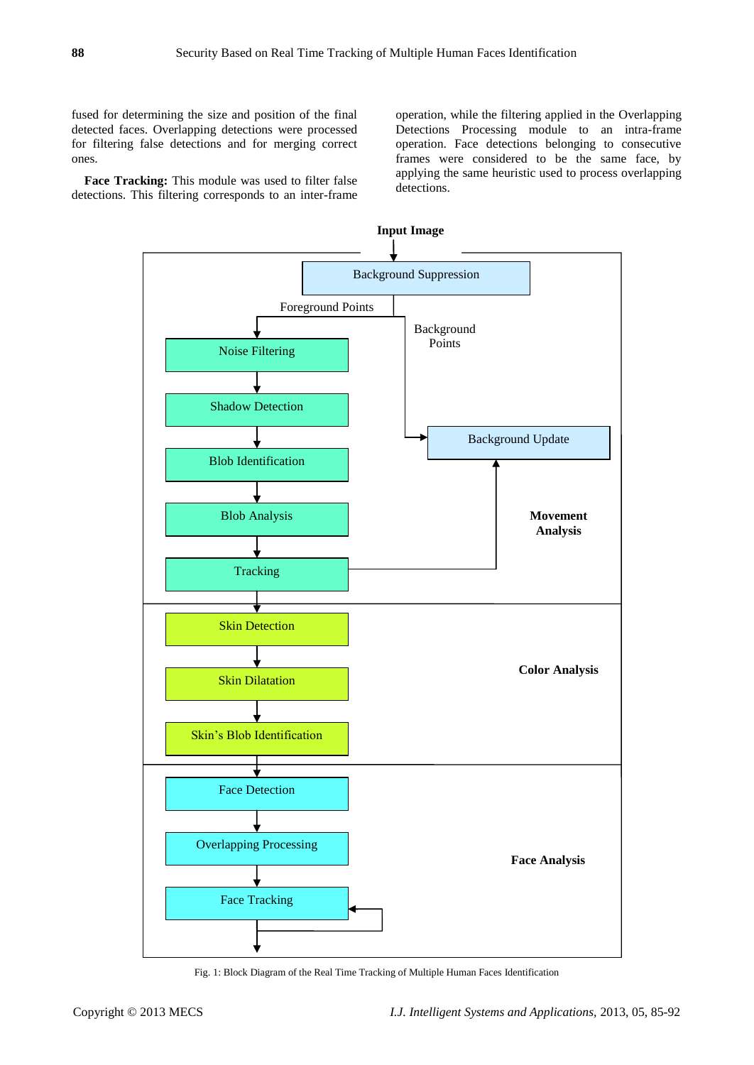fused for determining the size and position of the final detected faces. Overlapping detections were processed for filtering false detections and for merging correct ones.

**Face Tracking:** This module was used to filter false detections. This filtering corresponds to an inter-frame operation, while the filtering applied in the Overlapping Detections Processing module to an intra-frame operation. Face detections belonging to consecutive frames were considered to be the same face, by applying the same heuristic used to process overlapping detections.

Fig. 1: Block Diagram of the Real Time Tracking of Multiple Human Faces Identification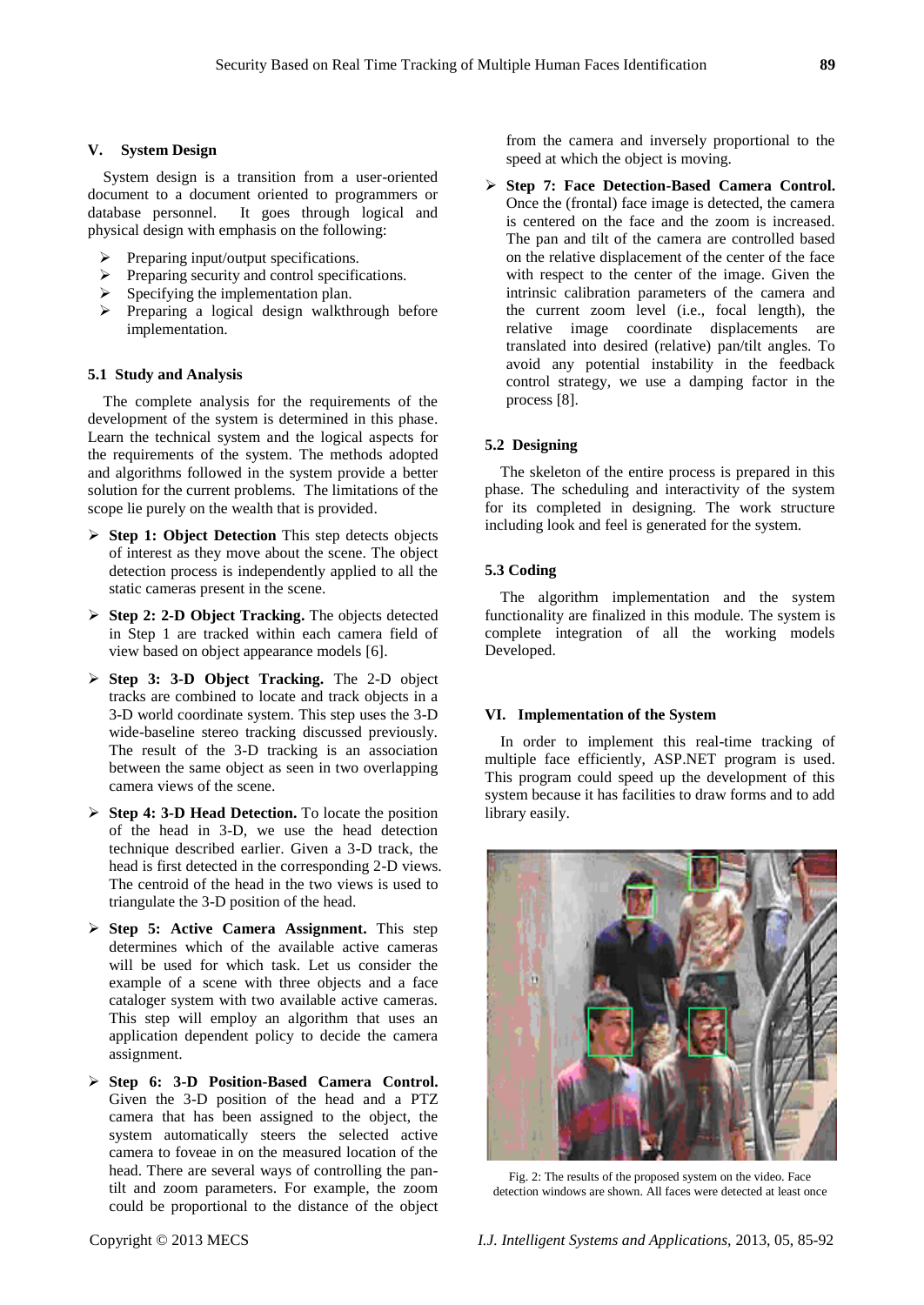## V. System Design

System design is a transition from a user-oriented document to a document oriented to programmers or database personnel. It goes through logical and physical design with emphasis on the following:

- Preparing input/output specifications.
- Preparing security and control specifications.
- Specifying the implementation plan.
- Preparing a logical design walkthrough before implementation.

### 5.1 Study and Analysis

The complete analysis for the requirements of the development of the system is determined in this phase. Learn the technical system and the logical aspects for the requirements of the system. The methods adopted and algorithms followed in the system provide a better solution for the current problems. The limitations of the scope lie purely on the wealth that is provided.

- **Step 1: Object Detection** This step detects objects of interest as they move about the scene. The object detection process is independently applied to all the static cameras present in the scene.
- **Step 2: 2-D Object Tracking.** The objects detected in Step 1 are tracked within each camera field of view based on object appearance models [6].
- **Step 3: 3-D Object Tracking.** The 2-D object tracks are combined to locate and track objects in a 3-D world coordinate system. This step uses the 3-D wide-baseline stereo tracking discussed previously. The result of the 3-D tracking is an association between the same object as seen in two overlapping camera views of the scene.
- **Step 4: 3-D Head Detection.** To locate the position of the head in 3-D, we use the head detection technique described earlier. Given a 3-D track, the head is first detected in the corresponding 2-D views. The centroid of the head in the two views is used to triangulate the 3-D position of the head.
- **Step 5: Active Camera Assignment.** This step determines which of the available active cameras will be used for which task. Let us consider the example of a scene with three objects and a face cataloger system with two available active cameras. This step will employ an algorithm that uses an application dependent policy to decide the camera assignment.
- **Step 6: 3-D Position-Based Camera Control.** Given the 3-D position of the head and a PTZ camera that has been assigned to the object, the system automatically steers the selected active camera to foveae in on the measured location of the head. There are several ways of controlling the pan-tilt and zoom parameters. For example, the zoom could be proportional to the distance of the object from the camera and inversely proportional to the speed at which the object is moving.
- **Step 7: Face Detection-Based Camera Control.** Once the (frontal) face image is detected, the camera is centered on the face and the zoom is increased. The pan and tilt of the camera are controlled based on the relative displacement of the center of the face with respect to the center of the image. Given the intrinsic calibration parameters of the camera and the current zoom level (i.e., focal length), the relative image coordinate displacements are translated into desired (relative) pan/tilt angles. To avoid any potential instability in the feedback control strategy, we use a damping factor in the process [8].

### 5.2 Designing

The skeleton of the entire process is prepared in this phase. The scheduling and interactivity of the system for its completed in designing. The work structure including look and feel is generated for the system.

### 5.3 Coding

The algorithm implementation and the system functionality are finalized in this module. The system is complete integration of all the working models Developed.

## VI. Implementation of the System

In order to implement this real-time tracking of multiple face efficiently, ASP.NET program is used. This program could speed up the development of this system because it has facilities to draw forms and to add library easily.

Fig. 2: The results of the proposed system on the video. Face detection windows are shown. All faces were detected at least once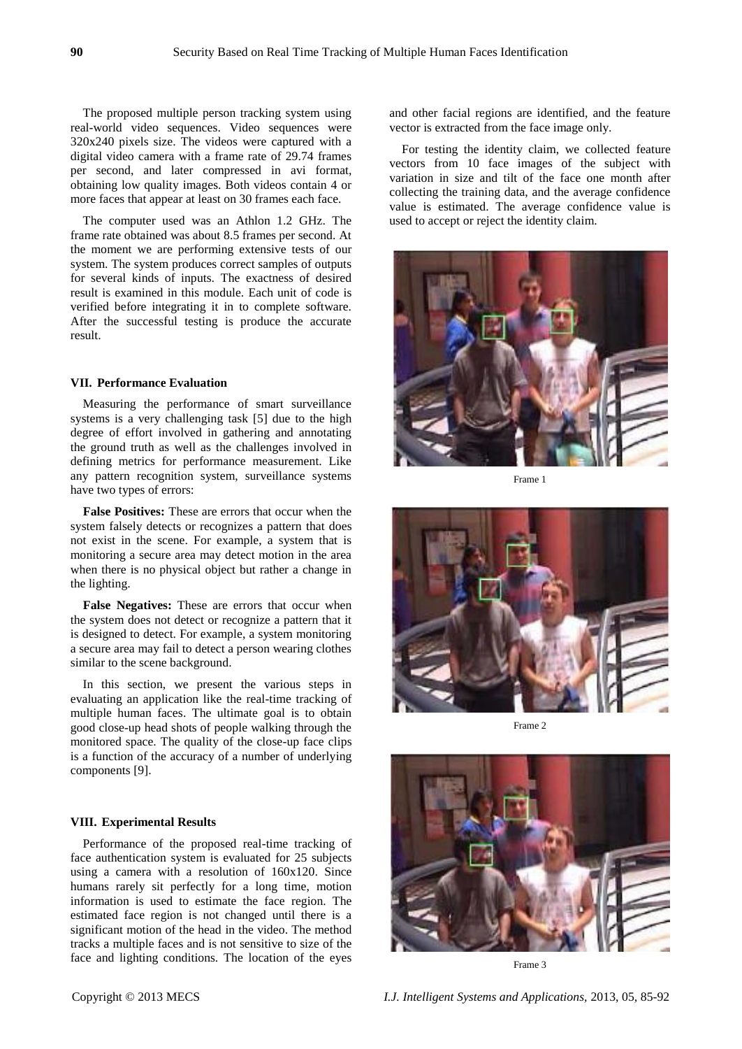The proposed multiple person tracking system using real-world video sequences. Video sequences were 320x240 pixels size. The videos were captured with a digital video camera with a frame rate of 29.74 frames per second, and later compressed in avi format, obtaining low quality images. Both videos contain 4 or more faces that appear at least on 30 frames each face.

The computer used was an Athlon 1.2 GHz. The frame rate obtained was about 8.5 frames per second. At the moment we are performing extensive tests of our system. The system produces correct samples of outputs for several kinds of inputs. The exactness of desired result is examined in this module. Each unit of code is verified before integrating it in to complete software. After the successful testing is produce the accurate result.

### VII. Performance Evaluation

Measuring the performance of smart surveillance systems is a very challenging task [5] due to the high degree of effort involved in gathering and annotating the ground truth as well as the challenges involved in defining metrics for performance measurement. Like any pattern recognition system, surveillance systems have two types of errors:

**False Positives:** These are errors that occur when the system falsely detects or recognizes a pattern that does not exist in the scene. For example, a system that is monitoring a secure area may detect motion in the area when there is no physical object but rather a change in the lighting.

**False Negatives:** These are errors that occur when the system does not detect or recognize a pattern that it is designed to detect. For example, a system monitoring a secure area may fail to detect a person wearing clothes similar to the scene background.

In this section, we present the various steps in evaluating an application like the real-time tracking of multiple human faces. The ultimate goal is to obtain good close-up head shots of people walking through the monitored space. The quality of the close-up face clips is a function of the accuracy of a number of underlying components [9].

### VIII. Experimental Results

Performance of the proposed real-time tracking of face authentication system is evaluated for 25 subjects using a camera with a resolution of 160x120. Since humans rarely sit perfectly for a long time, motion information is used to estimate the face region. The estimated face region is not changed until there is a significant motion of the head in the video. The method tracks a multiple faces and is not sensitive to size of the face and lighting conditions. The location of the eyes and other facial regions are identified, and the feature vector is extracted from the face image only.

For testing the identity claim, we collected feature vectors from 10 face images of the subject with variation in size and tilt of the face one month after collecting the training data, and the average confidence value is estimated. The average confidence value is used to accept or reject the identity claim.

Frame 1

Frame 2

Frame 3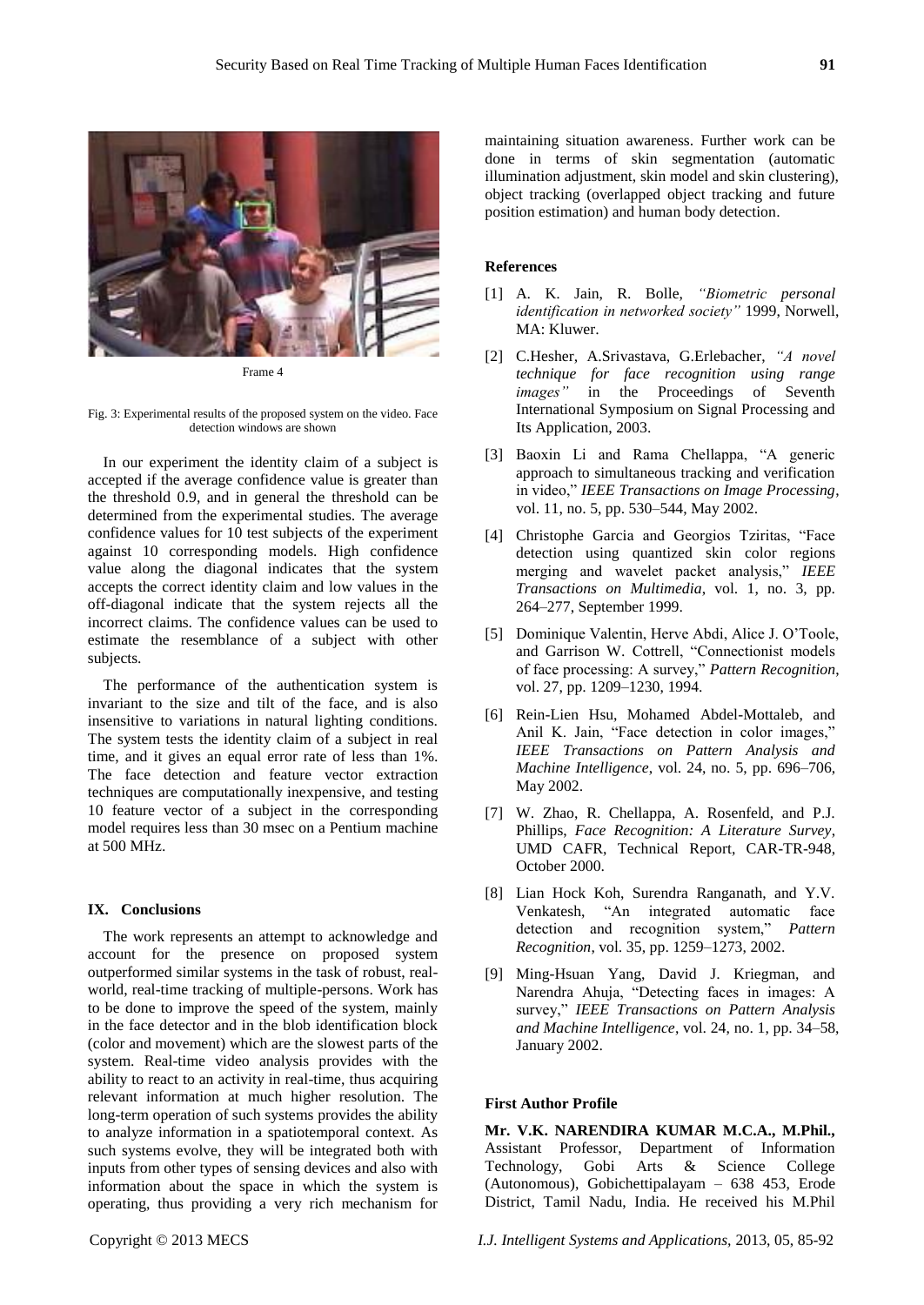Frame 4

Fig. 3: Experimental results of the proposed system on the video. Face detection windows are shown

In our experiment the identity claim of a subject is accepted if the average confidence value is greater than the threshold 0.9, and in general the threshold can be determined from the experimental studies. The average confidence values for 10 test subjects of the experiment against 10 corresponding models. High confidence value along the diagonal indicates that the system accepts the correct identity claim and low values in the off-diagonal indicate that the system rejects all the incorrect claims. The confidence values can be used to estimate the resemblance of a subject with other subjects.

The performance of the authentication system is invariant to the size and tilt of the face, and is also insensitive to variations in natural lighting conditions. The system tests the identity claim of a subject in real time, and it gives an equal error rate of less than 1%. The face detection and feature vector extraction techniques are computationally inexpensive, and testing 10 feature vector of a subject in the corresponding model requires less than 30 msec on a Pentium machine at 500 MHz.

## IX. Conclusions

The work represents an attempt to acknowledge and account for the presence on proposed system outperformed similar systems in the task of robust, real-world, real-time tracking of multiple-persons. Work has to be done to improve the speed of the system, mainly in the face detector and in the blob identification block (color and movement) which are the slowest parts of the system. Real-time video analysis provides with the ability to react to an activity in real-time, thus acquiring relevant information at much higher resolution. The long-term operation of such systems provides the ability to analyze information in a spatiotemporal context. As such systems evolve, they will be integrated both with inputs from other types of sensing devices and also with information about the space in which the system is operating, thus providing a very rich mechanism for maintaining situation awareness. Further work can be done in terms of skin segmentation (automatic illumination adjustment, skin model and skin clustering), object tracking (overlapped object tracking and future position estimation) and human body detection.

## References

[1] A. K. Jain, R. Bolle, *"Biometric personal identification in networked society"* 1999, Norwell, MA: Kluwer.

[2] C.Hesher, A.Srivastava, G.Erlebacher, *"A novel technique for face recognition using range images"* in the Proceedings of Seventh International Symposium on Signal Processing and Its Application, 2003.

[3] Baoxin Li and Rama Chellappa, "A generic approach to simultaneous tracking and verification in video," *IEEE Transactions on Image Processing*, vol. 11, no. 5, pp. 530–544, May 2002.

[4] Christophe Garcia and Georgios Tziritas, "Face detection using quantized skin color regions merging and wavelet packet analysis," *IEEE Transactions on Multimedia*, vol. 1, no. 3, pp. 264–277, September 1999.

[5] Dominique Valentin, Herve Abdi, Alice J. O'Toole, and Garrison W. Cottrell, "Connectionist models of face processing: A survey," *Pattern Recognition*, vol. 27, pp. 1209–1230, 1994.

[6] Rein-Lien Hsu, Mohamed Abdel-Mottaleb, and Anil K. Jain, "Face detection in color images," *IEEE Transactions on Pattern Analysis and Machine Intelligence*, vol. 24, no. 5, pp. 696–706, May 2002.

[7] W. Zhao, R. Chellappa, A. Rosenfeld, and P.J. Phillips, *Face Recognition: A Literature Survey*, UMD CAFR, Technical Report, CAR-TR-948, October 2000.

[8] Lian Hock Koh, Surendra Ranganath, and Y.V. Venkatesh, "An integrated automatic face detection and recognition system," *Pattern Recognition*, vol. 35, pp. 1259–1273, 2002.

[9] Ming-Hsuan Yang, David J. Kriegman, and Narendra Ahuja, "Detecting faces in images: A survey," *IEEE Transactions on Pattern Analysis and Machine Intelligence*, vol. 24, no. 1, pp. 34–58, January 2002.

## First Author Profile

**Mr. V.K. NARENDIRA KUMAR M.C.A., M.Phil.,** Assistant Professor, Department of Information Technology, Gobi Arts & Science College (Autonomous), Gobichettipalayam – 638 453, Erode District, Tamil Nadu, India. He received his M.Phil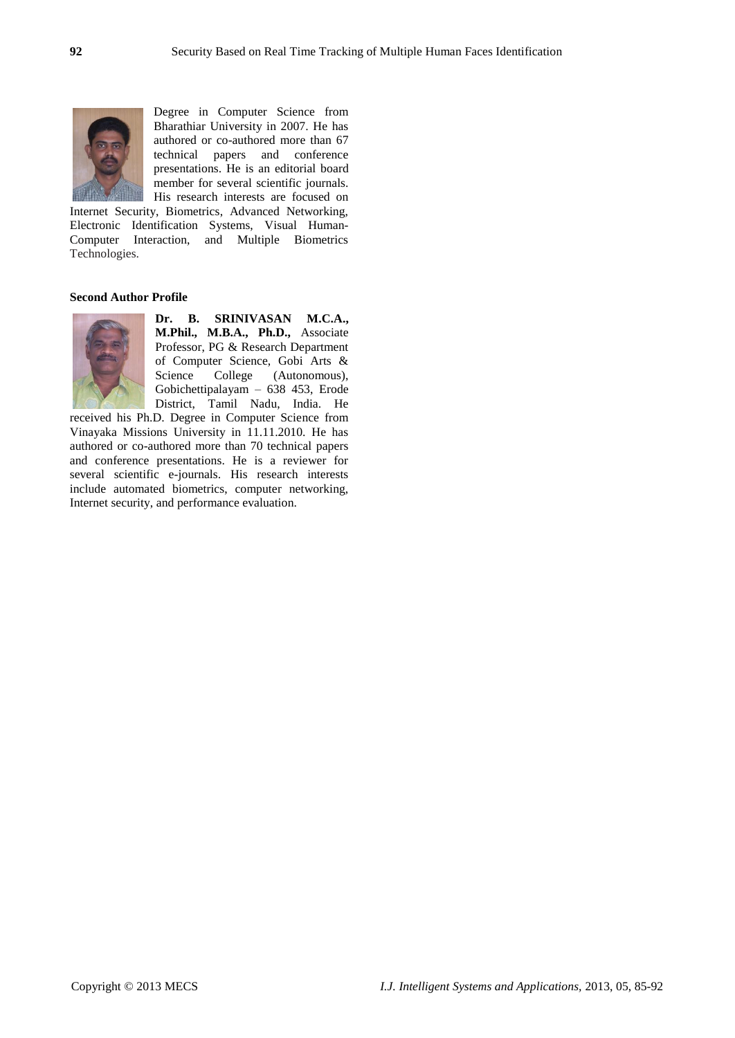Degree in Computer Science from Bharathiar University in 2007. He has authored or co-authored more than 67 technical papers and conference presentations. He is an editorial board member for several scientific journals. His research interests are focused on Internet Security, Biometrics, Advanced Networking, Electronic Identification Systems, Visual Human-Computer Interaction, and Multiple Biometrics Technologies.

**Second Author Profile**

**Dr. B. SRINIVASAN M.C.A., M.Phil., M.B.A., Ph.D.,** Associate Professor, PG & Research Department of Computer Science, Gobi Arts & Science College (Autonomous), Gobichettipalayam – 638 453, Erode District, Tamil Nadu, India. He received his Ph.D. Degree in Computer Science from Vinayaka Missions University in 11.11.2010. He has authored or co-authored more than 70 technical papers and conference presentations. He is a reviewer for several scientific e-journals. His research interests include automated biometrics, computer networking, Internet security, and performance evaluation.